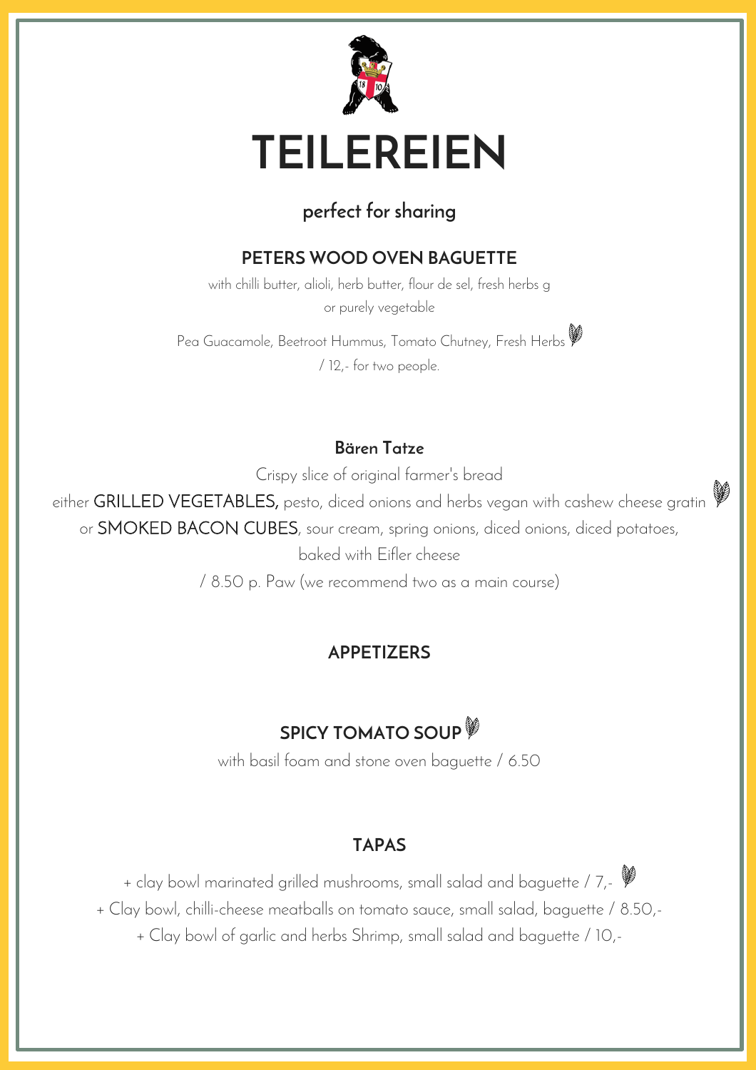# TEILEREIEN

**perfect for sharing**

## PETERS WOOD OVEN BAGUETTE

with chilli butter, alioli, herb butter, flour de sel, fresh herbs g

or purely vegetable

Pea Guacamole, Beetroot Hummus, Tomato Chutney, Fresh Herbs

/ 12,- for two people.

## Bären Tatze

Crispy slice of original farmer's bread

either GRILLED VEGETABLES, pesto, diced onions and herbs vegan with cashew cheese gratin

or SMOKED BACON CUBES, sour cream, spring onions, diced onions, diced potatoes,

baked with Eifler cheese

/ 8.50 p. Paw (we recommend two as a main course)

## APPETIZERS

## SPICY TOMATO SOUP

with basil foam and stone oven baguette / 6.50

## TAPAS

+ clay bowl marinated grilled mushrooms, small salad and baguette / 7,-
+ Clay bowl, chilli-cheese meatballs on tomato sauce, small salad, baguette / 8.50,-
+ Clay bowl of garlic and herbs Shrimp, small salad and baguette / 10,-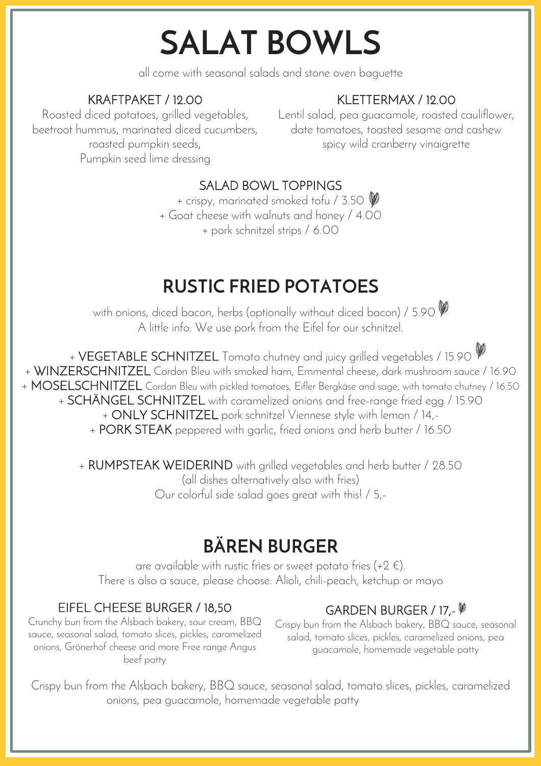# SALAT BOWLS

all come with seasonal salads and stone oven baguette

### KRAFTPAKET / 12.00

Roasted diced potatoes, grilled vegetables, beetroot hummus, marinated diced cucumbers, roasted pumpkin seeds, Pumpkin seed lime dressing

### KLETTERMAX / 12.00

Lentil salad, pea guacamole, roasted cauliflower, date tomatoes, toasted sesame and cashew spicy wild cranberry vinaigrette

### SALAD BOWL TOPPINGS

+ crispy, marinated smoked tofu / 3.50
+ Goat cheese with walnuts and honey / 4.00
+ pork schnitzel strips / 6.00

# RUSTIC FRIED POTATOES

with onions, diced bacon, herbs (optionally without diced bacon) / 5.90

A little info: We use pork from the Eifel for our schnitzel.

+ VEGETABLE SCHNITZEL Tomato chutney and juicy grilled vegetables / 15.90
+ WINZERSCHNITZEL Cordon Bleu with smoked ham, Emmental cheese, dark mushroom sauce / 16.90
+ MOSELSCHNITZEL Cordon Bleu with pickled tomatoes, Eifler Bergkäse and sage, with tomato chutney / 16.50
+ SCHÄNGEL SCHNITZEL with caramelized onions and free-range fried egg / 15.90
+ ONLY SCHNITZEL pork schnitzel Viennese style with lemon / 14,-
+ PORK STEAK peppered with garlic, fried onions and herb butter / 16.50

+ RUMPSTEAK WEIDERIND with grilled vegetables and herb butter / 28.50

(all dishes alternatively also with fries)

Our colorful side salad goes great with this! / 5,-

# BÄREN BURGER

are available with rustic fries or sweet potato fries (+2 €).
There is also a sauce, please choose: Alioli, chili-peach, ketchup or mayo

### EIFEL CHEESE BURGER / 18,50

Crunchy bun from the Alsbach bakery, sour cream, BBQ sauce, seasonal salad, tomato slices, pickles, caramelized onions, Grönerhof cheese and more Free range Angus beef patty

### GARDEN BURGER / 17,-

Crispy bun from the Alsbach bakery, BBQ sauce, seasonal salad, tomato slices, pickles, caramelized onions, pea guacamole, homemade vegetable patty

Crispy bun from the Alsbach bakery, BBQ sauce, seasonal salad, tomato slices, pickles, caramelized onions, pea guacamole, homemade vegetable patty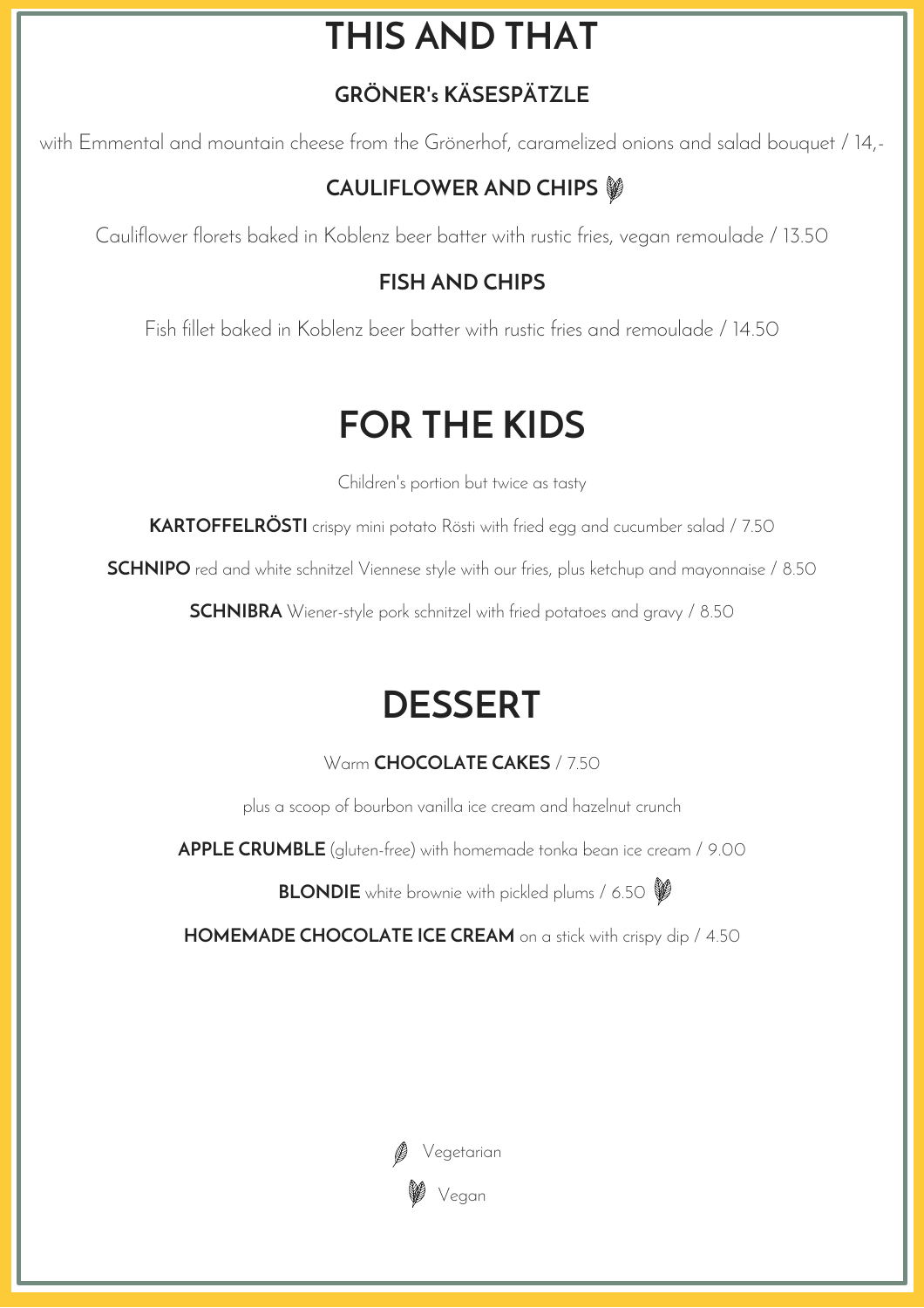# THIS AND THAT

### GRÖNER's KÄSESPÄTZLE

with Emmental and mountain cheese from the Grönerhof, caramelized onions and salad bouquet / 14,-

### CAULIFLOWER AND CHIPS 🌿

Cauliflower florets baked in Koblenz beer batter with rustic fries, vegan remoulade / 13.50

### FISH AND CHIPS

Fish fillet baked in Koblenz beer batter with rustic fries and remoulade / 14.50

# FOR THE KIDS

Children's portion but twice as tasty

**KARTOFFELRÖSTI** crispy mini potato Rösti with fried egg and cucumber salad / 7.50

**SCHNIPO** red and white schnitzel Viennese style with our fries, plus ketchup and mayonnaise / 8.50

**SCHNIBRA** Wiener-style pork schnitzel with fried potatoes and gravy / 8.50

# DESSERT

Warm **CHOCOLATE CAKES** / 7.50

plus a scoop of bourbon vanilla ice cream and hazelnut crunch

**APPLE CRUMBLE** (gluten-free) with homemade tonka bean ice cream / 9.00

**BLONDIE** white brownie with pickled plums / 6.50 🌿

**HOMEMADE CHOCOLATE ICE CREAM** on a stick with crispy dip / 4.50

🍃 Vegetarian

🌿 Vegan